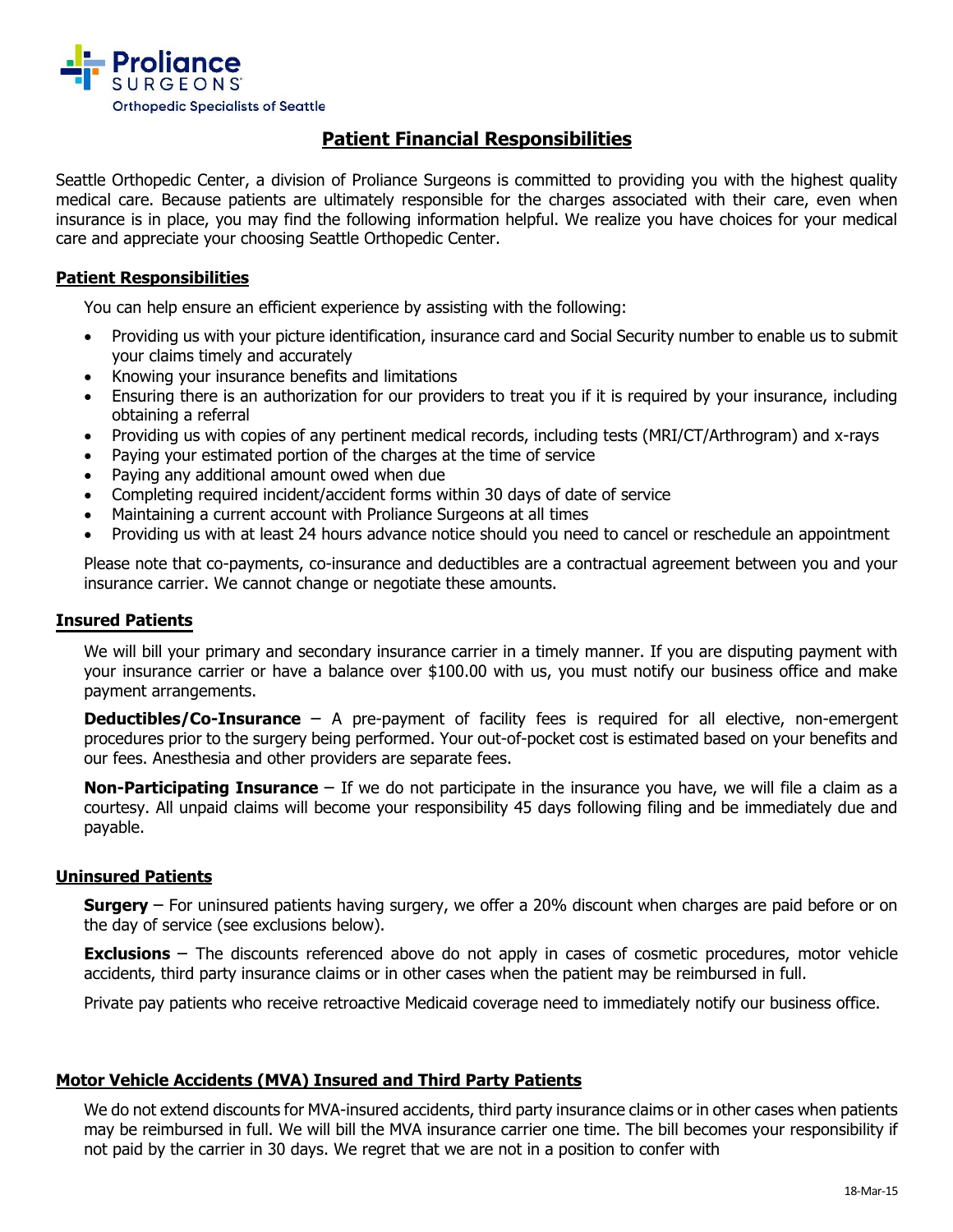Proliance SURGEONS
Orthopedic Specialists of Seattle

# Patient Financial Responsibilities

Seattle Orthopedic Center, a division of Proliance Surgeons is committed to providing you with the highest quality medical care. Because patients are ultimately responsible for the charges associated with their care, even when insurance is in place, you may find the following information helpful. We realize you have choices for your medical care and appreciate your choosing Seattle Orthopedic Center.

## Patient Responsibilities

You can help ensure an efficient experience by assisting with the following:

- Providing us with your picture identification, insurance card and Social Security number to enable us to submit your claims timely and accurately
- Knowing your insurance benefits and limitations
- Ensuring there is an authorization for our providers to treat you if it is required by your insurance, including obtaining a referral
- Providing us with copies of any pertinent medical records, including tests (MRI/CT/Arthrogram) and x-rays
- Paying your estimated portion of the charges at the time of service
- Paying any additional amount owed when due
- Completing required incident/accident forms within 30 days of date of service
- Maintaining a current account with Proliance Surgeons at all times
- Providing us with at least 24 hours advance notice should you need to cancel or reschedule an appointment

Please note that co-payments, co-insurance and deductibles are a contractual agreement between you and your insurance carrier. We cannot change or negotiate these amounts.

## Insured Patients

We will bill your primary and secondary insurance carrier in a timely manner. If you are disputing payment with your insurance carrier or have a balance over $100.00 with us, you must notify our business office and make payment arrangements.

**Deductibles/Co-Insurance** – A pre-payment of facility fees is required for all elective, non-emergent procedures prior to the surgery being performed. Your out-of-pocket cost is estimated based on your benefits and our fees. Anesthesia and other providers are separate fees.

**Non-Participating Insurance** – If we do not participate in the insurance you have, we will file a claim as a courtesy. All unpaid claims will become your responsibility 45 days following filing and be immediately due and payable.

## Uninsured Patients

**Surgery** – For uninsured patients having surgery, we offer a 20% discount when charges are paid before or on the day of service (see exclusions below).

**Exclusions** – The discounts referenced above do not apply in cases of cosmetic procedures, motor vehicle accidents, third party insurance claims or in other cases when the patient may be reimbursed in full.

Private pay patients who receive retroactive Medicaid coverage need to immediately notify our business office.

## Motor Vehicle Accidents (MVA) Insured and Third Party Patients

We do not extend discounts for MVA-insured accidents, third party insurance claims or in other cases when patients may be reimbursed in full. We will bill the MVA insurance carrier one time. The bill becomes your responsibility if not paid by the carrier in 30 days. We regret that we are not in a position to confer with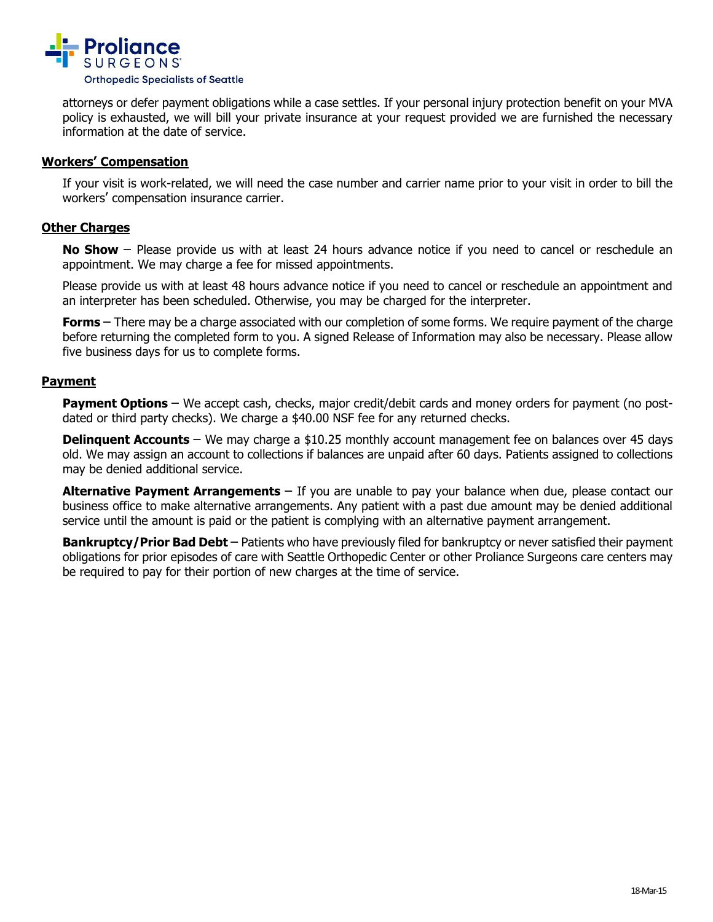attorneys or defer payment obligations while a case settles. If your personal injury protection benefit on your MVA policy is exhausted, we will bill your private insurance at your request provided we are furnished the necessary information at the date of service.

## Workers' Compensation

If your visit is work-related, we will need the case number and carrier name prior to your visit in order to bill the workers' compensation insurance carrier.

## Other Charges

**No Show** – Please provide us with at least 24 hours advance notice if you need to cancel or reschedule an appointment. We may charge a fee for missed appointments.

Please provide us with at least 48 hours advance notice if you need to cancel or reschedule an appointment and an interpreter has been scheduled. Otherwise, you may be charged for the interpreter.

**Forms** – There may be a charge associated with our completion of some forms. We require payment of the charge before returning the completed form to you. A signed Release of Information may also be necessary. Please allow five business days for us to complete forms.

## Payment

**Payment Options** – We accept cash, checks, major credit/debit cards and money orders for payment (no post-dated or third party checks). We charge a $40.00 NSF fee for any returned checks.

**Delinquent Accounts** – We may charge a $10.25 monthly account management fee on balances over 45 days old. We may assign an account to collections if balances are unpaid after 60 days. Patients assigned to collections may be denied additional service.

**Alternative Payment Arrangements** – If you are unable to pay your balance when due, please contact our business office to make alternative arrangements. Any patient with a past due amount may be denied additional service until the amount is paid or the patient is complying with an alternative payment arrangement.

**Bankruptcy/Prior Bad Debt** – Patients who have previously filed for bankruptcy or never satisfied their payment obligations for prior episodes of care with Seattle Orthopedic Center or other Proliance Surgeons care centers may be required to pay for their portion of new charges at the time of service.

18-Mar-15